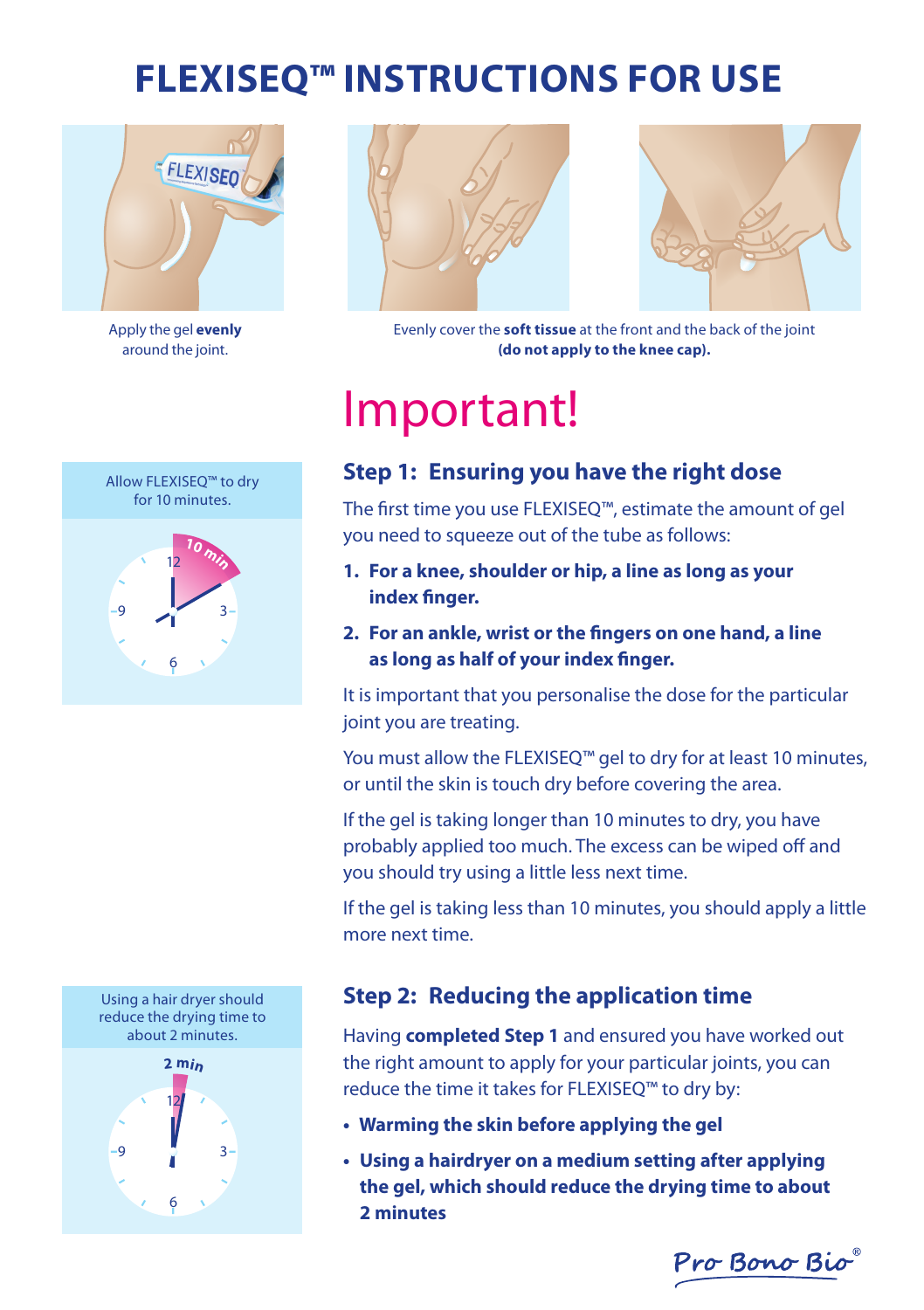# FLEXISEQ™ INSTRUCTIONS FOR USE

Apply the gel **evenly** around the joint.

Evenly cover the **soft tissue** at the front and the back of the joint **(do not apply to the knee cap).**

Allow FLEXISEQ™ to dry for 10 minutes.

10 min

Using a hair dryer should reduce the drying time to about 2 minutes.

2 min

# Important!

## Step 1: Ensuring you have the right dose

The first time you use FLEXISEQ™, estimate the amount of gel you need to squeeze out of the tube as follows:

1. **For a knee, shoulder or hip, a line as long as your index finger.**
2. **For an ankle, wrist or the fingers on one hand, a line as long as half of your index finger.**

It is important that you personalise the dose for the particular joint you are treating.

You must allow the FLEXISEQ™ gel to dry for at least 10 minutes, or until the skin is touch dry before covering the area.

If the gel is taking longer than 10 minutes to dry, you have probably applied too much. The excess can be wiped off and you should try using a little less next time.

If the gel is taking less than 10 minutes, you should apply a little more next time.

## Step 2: Reducing the application time

Having **completed Step 1** and ensured you have worked out the right amount to apply for your particular joints, you can reduce the time it takes for FLEXISEQ™ to dry by:

- **Warming the skin before applying the gel**
- **Using a hairdryer on a medium setting after applying the gel, which should reduce the drying time to about 2 minutes**

Pro Bono Bio®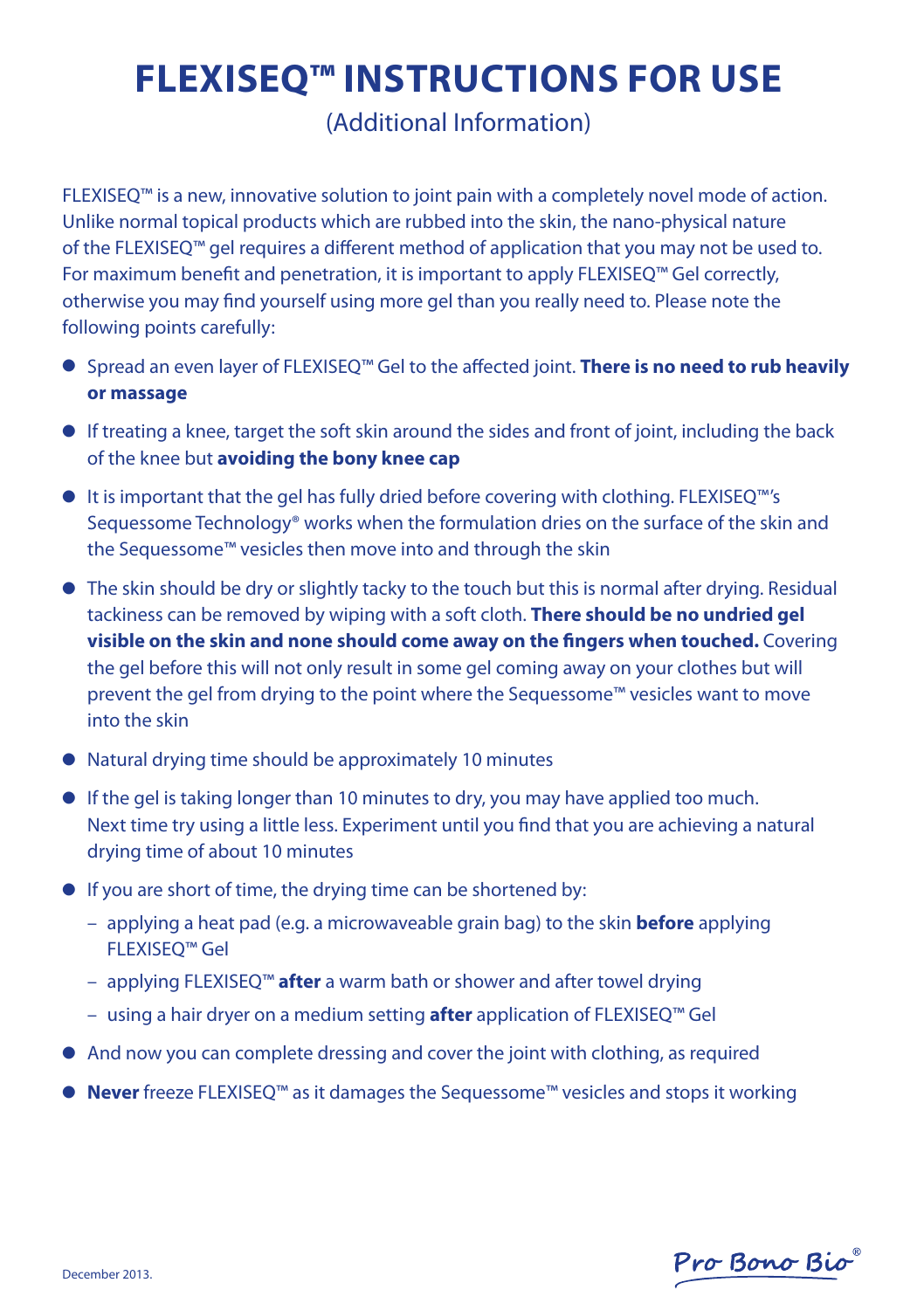# FLEXISEQ™ INSTRUCTIONS FOR USE

(Additional Information)

FLEXISEQ™ is a new, innovative solution to joint pain with a completely novel mode of action. Unlike normal topical products which are rubbed into the skin, the nano-physical nature of the FLEXISEQ™ gel requires a different method of application that you may not be used to. For maximum benefit and penetration, it is important to apply FLEXISEQ™ Gel correctly, otherwise you may find yourself using more gel than you really need to. Please note the following points carefully:

- Spread an even layer of FLEXISEQ™ Gel to the affected joint. **There is no need to rub heavily or massage**
- If treating a knee, target the soft skin around the sides and front of joint, including the back of the knee but **avoiding the bony knee cap**
- It is important that the gel has fully dried before covering with clothing. FLEXISEQ™'s Sequessome Technology® works when the formulation dries on the surface of the skin and the Sequessome™ vesicles then move into and through the skin
- The skin should be dry or slightly tacky to the touch but this is normal after drying. Residual tackiness can be removed by wiping with a soft cloth. **There should be no undried gel visible on the skin and none should come away on the fingers when touched.** Covering the gel before this will not only result in some gel coming away on your clothes but will prevent the gel from drying to the point where the Sequessome™ vesicles want to move into the skin
- Natural drying time should be approximately 10 minutes
- If the gel is taking longer than 10 minutes to dry, you may have applied too much. Next time try using a little less. Experiment until you find that you are achieving a natural drying time of about 10 minutes
- If you are short of time, the drying time can be shortened by:
  - applying a heat pad (e.g. a microwaveable grain bag) to the skin **before** applying FLEXISEQ™ Gel
  - applying FLEXISEQ™ **after** a warm bath or shower and after towel drying
  - using a hair dryer on a medium setting **after** application of FLEXISEQ™ Gel
- And now you can complete dressing and cover the joint with clothing, as required
- **Never** freeze FLEXISEQ™ as it damages the Sequessome™ vesicles and stops it working

December 2013.

Pro Bono Bio®